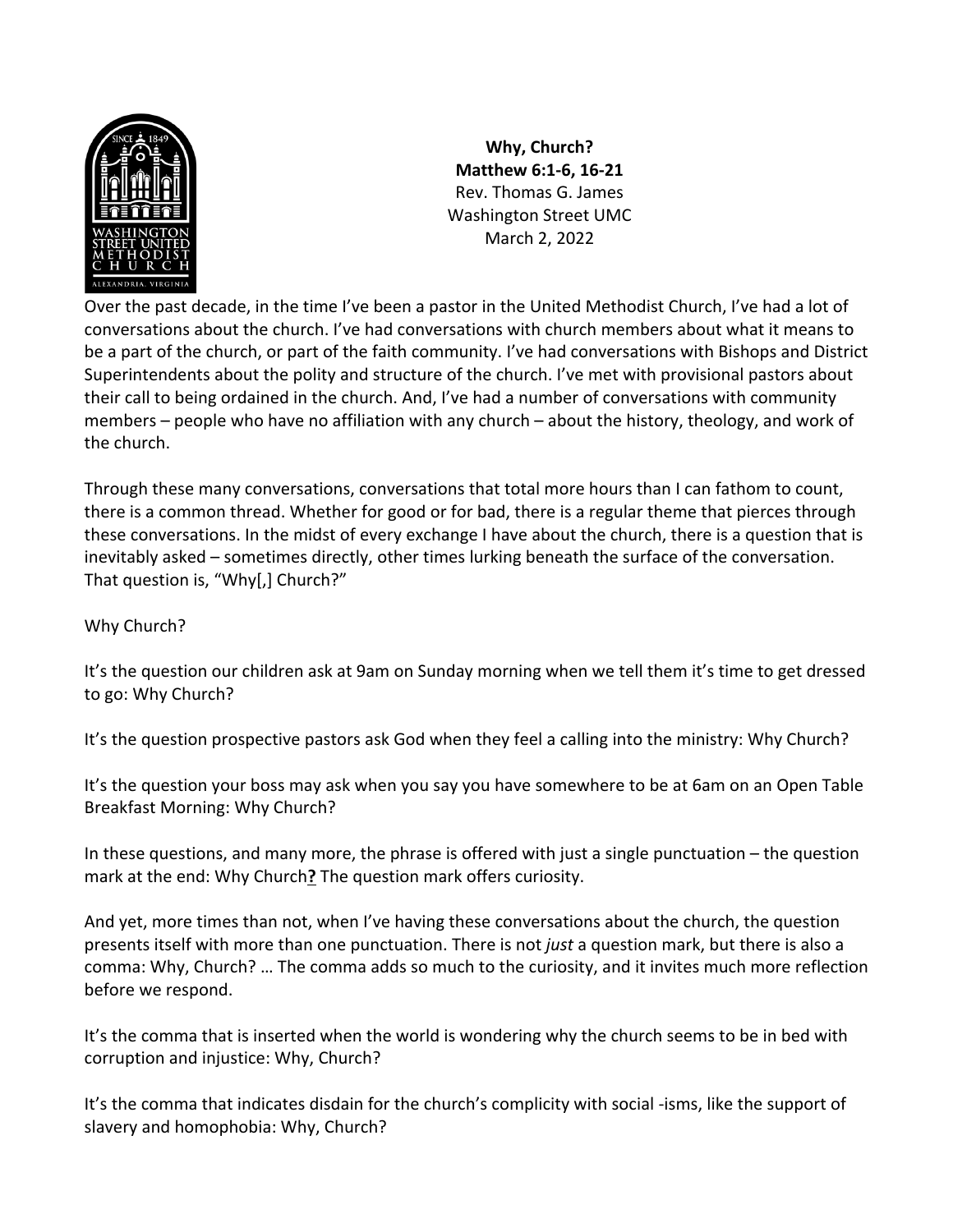**Why, Church?**
**Matthew 6:1-6, 16-21**
Rev. Thomas G. James
Washington Street UMC
March 2, 2022

Over the past decade, in the time I've been a pastor in the United Methodist Church, I've had a lot of conversations about the church. I've had conversations with church members about what it means to be a part of the church, or part of the faith community. I've had conversations with Bishops and District Superintendents about the polity and structure of the church. I've met with provisional pastors about their call to being ordained in the church. And, I've had a number of conversations with community members – people who have no affiliation with any church – about the history, theology, and work of the church.

Through these many conversations, conversations that total more hours than I can fathom to count, there is a common thread. Whether for good or for bad, there is a regular theme that pierces through these conversations. In the midst of every exchange I have about the church, there is a question that is inevitably asked – sometimes directly, other times lurking beneath the surface of the conversation. That question is, "Why[,] Church?"

Why Church?

It's the question our children ask at 9am on Sunday morning when we tell them it's time to get dressed to go: Why Church?

It's the question prospective pastors ask God when they feel a calling into the ministry: Why Church?

It's the question your boss may ask when you say you have somewhere to be at 6am on an Open Table Breakfast Morning: Why Church?

In these questions, and many more, the phrase is offered with just a single punctuation – the question mark at the end: Why Church**?** The question mark offers curiosity.

And yet, more times than not, when I've having these conversations about the church, the question presents itself with more than one punctuation. There is not *just* a question mark, but there is also a comma: Why, Church? … The comma adds so much to the curiosity, and it invites much more reflection before we respond.

It's the comma that is inserted when the world is wondering why the church seems to be in bed with corruption and injustice: Why, Church?

It's the comma that indicates disdain for the church's complicity with social -isms, like the support of slavery and homophobia: Why, Church?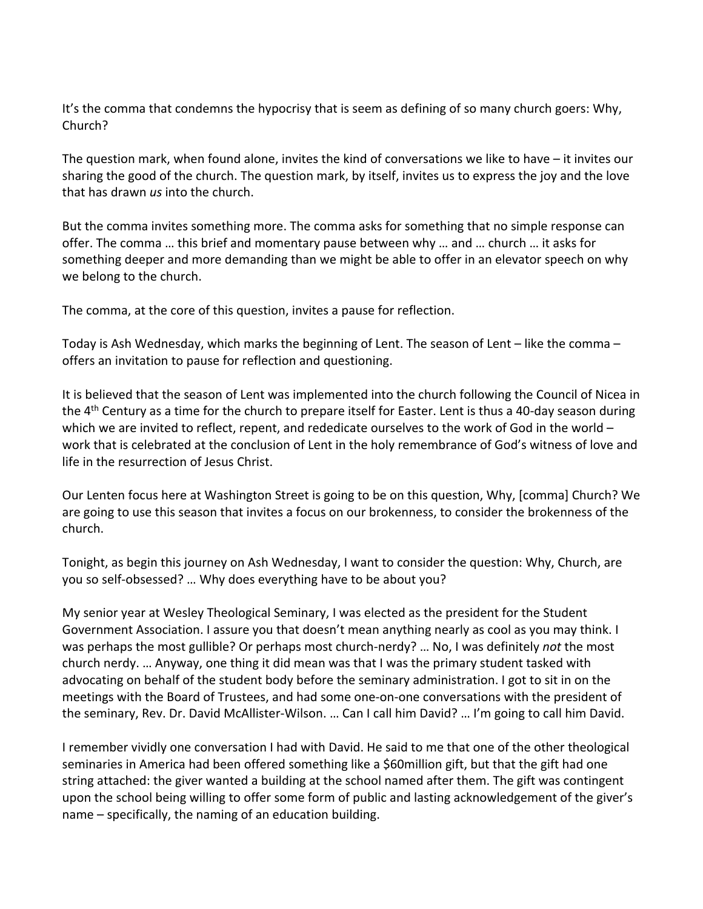It's the comma that condemns the hypocrisy that is seem as defining of so many church goers: Why, Church?

The question mark, when found alone, invites the kind of conversations we like to have – it invites our sharing the good of the church. The question mark, by itself, invites us to express the joy and the love that has drawn *us* into the church.

But the comma invites something more. The comma asks for something that no simple response can offer. The comma … this brief and momentary pause between why … and … church … it asks for something deeper and more demanding than we might be able to offer in an elevator speech on why we belong to the church.

The comma, at the core of this question, invites a pause for reflection.

Today is Ash Wednesday, which marks the beginning of Lent. The season of Lent – like the comma – offers an invitation to pause for reflection and questioning.

It is believed that the season of Lent was implemented into the church following the Council of Nicea in the 4th Century as a time for the church to prepare itself for Easter. Lent is thus a 40-day season during which we are invited to reflect, repent, and rededicate ourselves to the work of God in the world – work that is celebrated at the conclusion of Lent in the holy remembrance of God's witness of love and life in the resurrection of Jesus Christ.

Our Lenten focus here at Washington Street is going to be on this question, Why, [comma] Church? We are going to use this season that invites a focus on our brokenness, to consider the brokenness of the church.

Tonight, as begin this journey on Ash Wednesday, I want to consider the question: Why, Church, are you so self-obsessed? … Why does everything have to be about you?

My senior year at Wesley Theological Seminary, I was elected as the president for the Student Government Association. I assure you that doesn't mean anything nearly as cool as you may think. I was perhaps the most gullible? Or perhaps most church-nerdy? … No, I was definitely *not* the most church nerdy. … Anyway, one thing it did mean was that I was the primary student tasked with advocating on behalf of the student body before the seminary administration. I got to sit in on the meetings with the Board of Trustees, and had some one-on-one conversations with the president of the seminary, Rev. Dr. David McAllister-Wilson. … Can I call him David? … I'm going to call him David.

I remember vividly one conversation I had with David. He said to me that one of the other theological seminaries in America had been offered something like a $60million gift, but that the gift had one string attached: the giver wanted a building at the school named after them. The gift was contingent upon the school being willing to offer some form of public and lasting acknowledgement of the giver's name – specifically, the naming of an education building.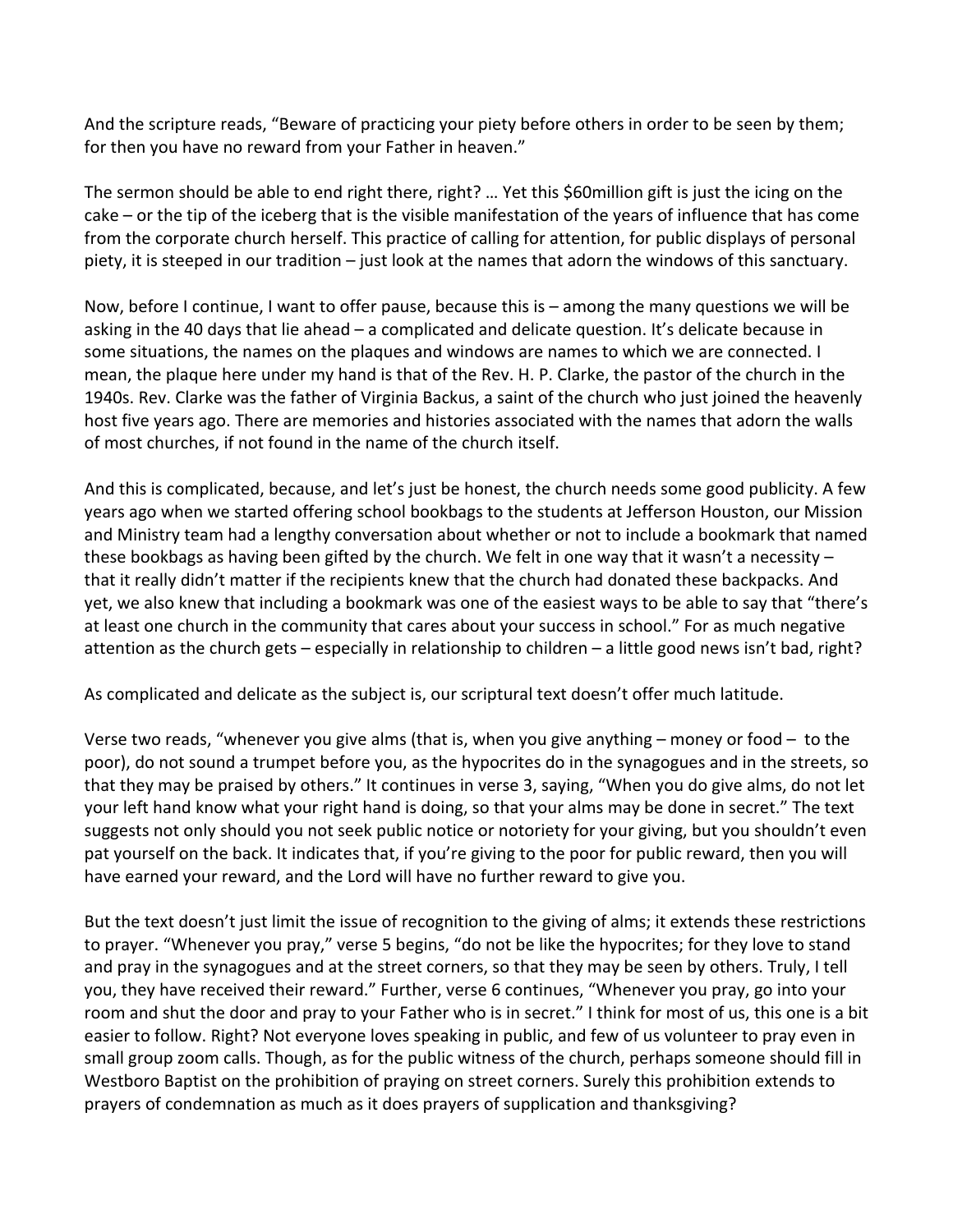And the scripture reads, "Beware of practicing your piety before others in order to be seen by them; for then you have no reward from your Father in heaven."

The sermon should be able to end right there, right? … Yet this $60million gift is just the icing on the cake – or the tip of the iceberg that is the visible manifestation of the years of influence that has come from the corporate church herself. This practice of calling for attention, for public displays of personal piety, it is steeped in our tradition – just look at the names that adorn the windows of this sanctuary.

Now, before I continue, I want to offer pause, because this is – among the many questions we will be asking in the 40 days that lie ahead – a complicated and delicate question. It's delicate because in some situations, the names on the plaques and windows are names to which we are connected. I mean, the plaque here under my hand is that of the Rev. H. P. Clarke, the pastor of the church in the 1940s. Rev. Clarke was the father of Virginia Backus, a saint of the church who just joined the heavenly host five years ago. There are memories and histories associated with the names that adorn the walls of most churches, if not found in the name of the church itself.

And this is complicated, because, and let's just be honest, the church needs some good publicity. A few years ago when we started offering school bookbags to the students at Jefferson Houston, our Mission and Ministry team had a lengthy conversation about whether or not to include a bookmark that named these bookbags as having been gifted by the church. We felt in one way that it wasn't a necessity – that it really didn't matter if the recipients knew that the church had donated these backpacks. And yet, we also knew that including a bookmark was one of the easiest ways to be able to say that "there's at least one church in the community that cares about your success in school." For as much negative attention as the church gets – especially in relationship to children – a little good news isn't bad, right?

As complicated and delicate as the subject is, our scriptural text doesn't offer much latitude.

Verse two reads, "whenever you give alms (that is, when you give anything – money or food – to the poor), do not sound a trumpet before you, as the hypocrites do in the synagogues and in the streets, so that they may be praised by others." It continues in verse 3, saying, "When you do give alms, do not let your left hand know what your right hand is doing, so that your alms may be done in secret." The text suggests not only should you not seek public notice or notoriety for your giving, but you shouldn't even pat yourself on the back. It indicates that, if you're giving to the poor for public reward, then you will have earned your reward, and the Lord will have no further reward to give you.

But the text doesn't just limit the issue of recognition to the giving of alms; it extends these restrictions to prayer. "Whenever you pray," verse 5 begins, "do not be like the hypocrites; for they love to stand and pray in the synagogues and at the street corners, so that they may be seen by others. Truly, I tell you, they have received their reward." Further, verse 6 continues, "Whenever you pray, go into your room and shut the door and pray to your Father who is in secret." I think for most of us, this one is a bit easier to follow. Right? Not everyone loves speaking in public, and few of us volunteer to pray even in small group zoom calls. Though, as for the public witness of the church, perhaps someone should fill in Westboro Baptist on the prohibition of praying on street corners. Surely this prohibition extends to prayers of condemnation as much as it does prayers of supplication and thanksgiving?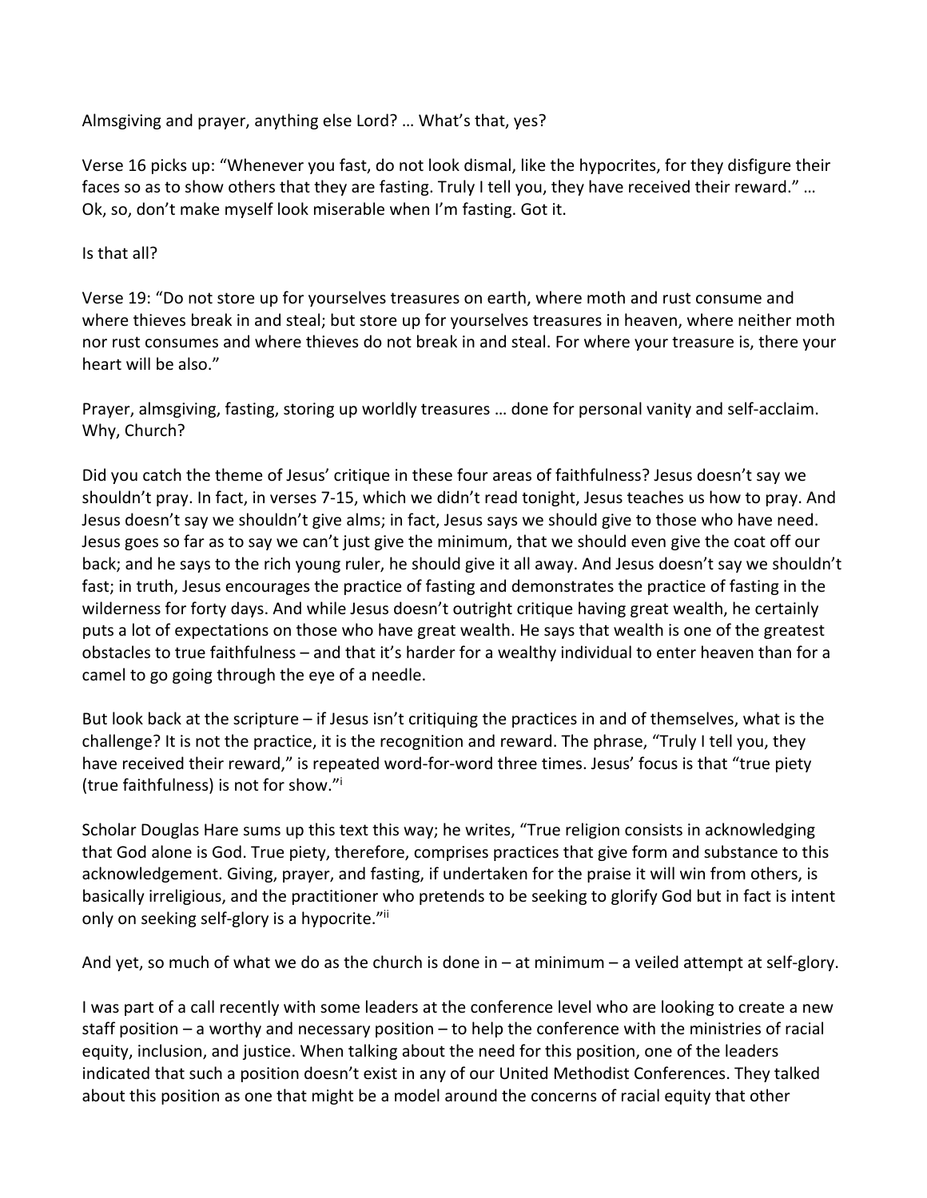Almsgiving and prayer, anything else Lord? … What's that, yes?

Verse 16 picks up: "Whenever you fast, do not look dismal, like the hypocrites, for they disfigure their faces so as to show others that they are fasting. Truly I tell you, they have received their reward." … Ok, so, don't make myself look miserable when I'm fasting. Got it.

Is that all?

Verse 19: "Do not store up for yourselves treasures on earth, where moth and rust consume and where thieves break in and steal; but store up for yourselves treasures in heaven, where neither moth nor rust consumes and where thieves do not break in and steal. For where your treasure is, there your heart will be also."

Prayer, almsgiving, fasting, storing up worldly treasures … done for personal vanity and self-acclaim. Why, Church?

Did you catch the theme of Jesus' critique in these four areas of faithfulness? Jesus doesn't say we shouldn't pray. In fact, in verses 7-15, which we didn't read tonight, Jesus teaches us how to pray. And Jesus doesn't say we shouldn't give alms; in fact, Jesus says we should give to those who have need. Jesus goes so far as to say we can't just give the minimum, that we should even give the coat off our back; and he says to the rich young ruler, he should give it all away. And Jesus doesn't say we shouldn't fast; in truth, Jesus encourages the practice of fasting and demonstrates the practice of fasting in the wilderness for forty days. And while Jesus doesn't outright critique having great wealth, he certainly puts a lot of expectations on those who have great wealth. He says that wealth is one of the greatest obstacles to true faithfulness – and that it's harder for a wealthy individual to enter heaven than for a camel to go going through the eye of a needle.

But look back at the scripture – if Jesus isn't critiquing the practices in and of themselves, what is the challenge? It is not the practice, it is the recognition and reward. The phrase, "Truly I tell you, they have received their reward," is repeated word-for-word three times. Jesus' focus is that "true piety (true faithfulness) is not for show."[i]

Scholar Douglas Hare sums up this text this way; he writes, "True religion consists in acknowledging that God alone is God. True piety, therefore, comprises practices that give form and substance to this acknowledgement. Giving, prayer, and fasting, if undertaken for the praise it will win from others, is basically irreligious, and the practitioner who pretends to be seeking to glorify God but in fact is intent only on seeking self-glory is a hypocrite."[ii]

And yet, so much of what we do as the church is done in – at minimum – a veiled attempt at self-glory.

I was part of a call recently with some leaders at the conference level who are looking to create a new staff position – a worthy and necessary position – to help the conference with the ministries of racial equity, inclusion, and justice. When talking about the need for this position, one of the leaders indicated that such a position doesn't exist in any of our United Methodist Conferences. They talked about this position as one that might be a model around the concerns of racial equity that other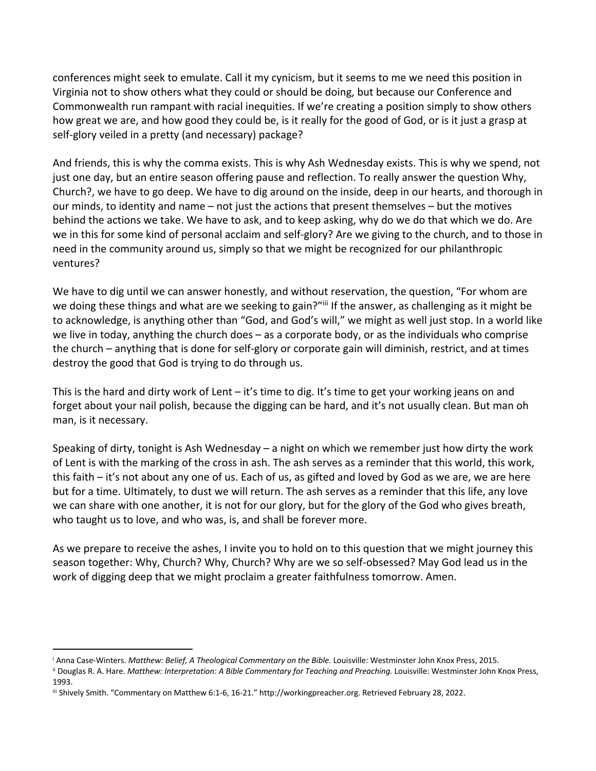conferences might seek to emulate. Call it my cynicism, but it seems to me we need this position in Virginia not to show others what they could or should be doing, but because our Conference and Commonwealth run rampant with racial inequities. If we're creating a position simply to show others how great we are, and how good they could be, is it really for the good of God, or is it just a grasp at self-glory veiled in a pretty (and necessary) package?

And friends, this is why the comma exists. This is why Ash Wednesday exists. This is why we spend, not just one day, but an entire season offering pause and reflection. To really answer the question Why, Church?, we have to go deep. We have to dig around on the inside, deep in our hearts, and thorough in our minds, to identity and name – not just the actions that present themselves – but the motives behind the actions we take. We have to ask, and to keep asking, why do we do that which we do. Are we in this for some kind of personal acclaim and self-glory? Are we giving to the church, and to those in need in the community around us, simply so that we might be recognized for our philanthropic ventures?

We have to dig until we can answer honestly, and without reservation, the question, "For whom are we doing these things and what are we seeking to gain?"[iii] If the answer, as challenging as it might be to acknowledge, is anything other than "God, and God's will," we might as well just stop. In a world like we live in today, anything the church does – as a corporate body, or as the individuals who comprise the church – anything that is done for self-glory or corporate gain will diminish, restrict, and at times destroy the good that God is trying to do through us.

This is the hard and dirty work of Lent – it's time to dig. It's time to get your working jeans on and forget about your nail polish, because the digging can be hard, and it's not usually clean. But man oh man, is it necessary.

Speaking of dirty, tonight is Ash Wednesday – a night on which we remember just how dirty the work of Lent is with the marking of the cross in ash. The ash serves as a reminder that this world, this work, this faith – it's not about any one of us. Each of us, as gifted and loved by God as we are, we are here but for a time. Ultimately, to dust we will return. The ash serves as a reminder that this life, any love we can share with one another, it is not for our glory, but for the glory of the God who gives breath, who taught us to love, and who was, is, and shall be forever more.

As we prepare to receive the ashes, I invite you to hold on to this question that we might journey this season together: Why, Church? Why, Church? Why are we so self-obsessed? May God lead us in the work of digging deep that we might proclaim a greater faithfulness tomorrow. Amen.

---

[i] Anna Case-Winters. *Matthew: Belief, A Theological Commentary on the Bible.* Louisville: Westminster John Knox Press, 2015.

[ii] Douglas R. A. Hare. *Matthew: Interpretation: A Bible Commentary for Teaching and Preaching.* Louisville: Westminster John Knox Press, 1993.

[iii] Shively Smith. "Commentary on Matthew 6:1-6, 16-21." http://workingpreacher.org. Retrieved February 28, 2022.